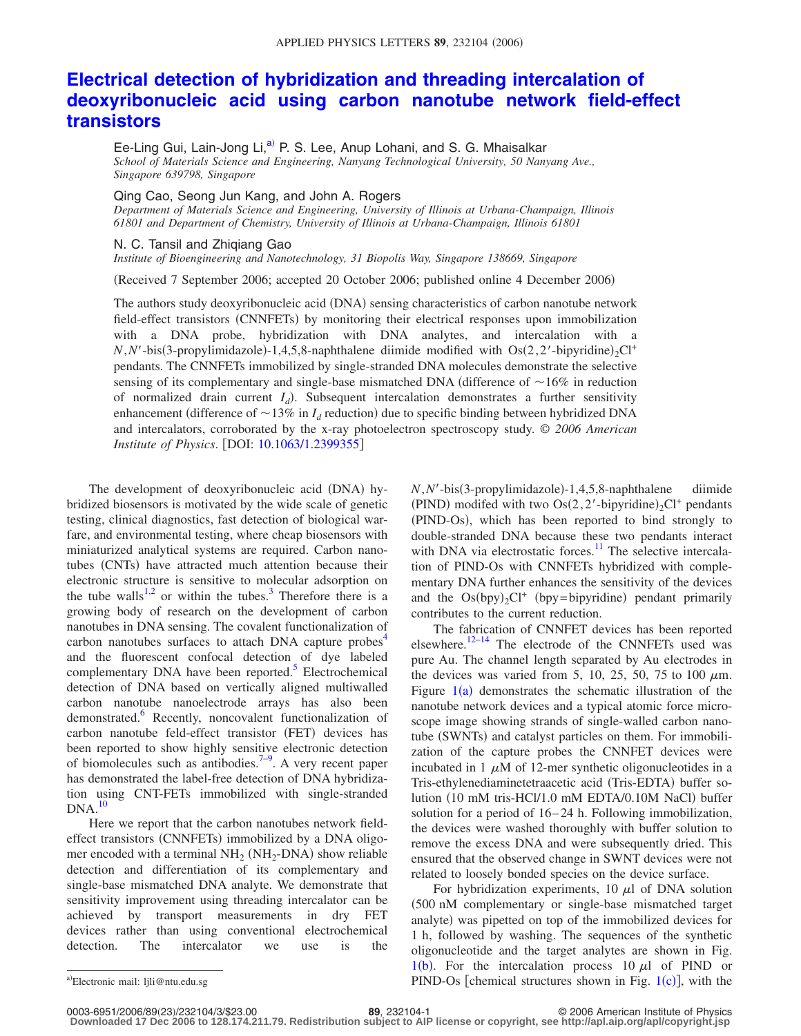# Electrical detection of hybridization and threading intercalation of deoxyribonucleic acid using carbon nanotube network field-effect transistors

Ee-Ling Gui, Lain-Jong Li,[a] P. S. Lee, Anup Lohani, and S. G. Mhaisalkar
*School of Materials Science and Engineering, Nanyang Technological University, 50 Nanyang Ave., Singapore 639798, Singapore*

Qing Cao, Seong Jun Kang, and John A. Rogers
*Department of Materials Science and Engineering, University of Illinois at Urbana-Champaign, Illinois 61801 and Department of Chemistry, University of Illinois at Urbana-Champaign, Illinois 61801*

N. C. Tansil and Zhiqiang Gao
*Institute of Bioengineering and Nanotechnology, 31 Biopolis Way, Singapore 138669, Singapore*

(Received 7 September 2006; accepted 20 October 2006; published online 4 December 2006)

The authors study deoxyribonucleic acid (DNA) sensing characteristics of carbon nanotube network field-effect transistors (CNNFETs) by monitoring their electrical responses upon immobilization with a DNA probe, hybridization with DNA analytes, and intercalation with a $N,N'$-bis(3-propylimidazole)-1,4,5,8-naphthalene diimide modified with $Os(2,2'\text{-bipyridine})_2Cl^+$ pendants. The CNNFETs immobilized by single-stranded DNA molecules demonstrate the selective sensing of its complementary and single-base mismatched DNA (difference of ~16% in reduction of normalized drain current $I_d$). Subsequent intercalation demonstrates a further sensitivity enhancement (difference of ~13% in $I_d$ reduction) due to specific binding between hybridized DNA and intercalators, corroborated by the x-ray photoelectron spectroscopy study. *© 2006 American Institute of Physics*. [DOI: 10.1063/1.2399355]

The development of deoxyribonucleic acid (DNA) hybridized biosensors is motivated by the wide scale of genetic testing, clinical diagnostics, fast detection of biological warfare, and environmental testing, where cheap biosensors with miniaturized analytical systems are required. Carbon nanotubes (CNTs) have attracted much attention because their electronic structure is sensitive to molecular adsorption on the tube walls[1,2] or within the tubes.[3] Therefore there is a growing body of research on the development of carbon nanotubes in DNA sensing. The covalent functionalization of carbon nanotubes surfaces to attach DNA capture probes[4] and the fluorescent confocal detection of dye labeled complementary DNA have been reported.[5] Electrochemical detection of DNA based on vertically aligned multiwalled carbon nanotube nanoelectrode arrays has also been demonstrated.[6] Recently, noncovalent functionalization of carbon nanotube feld-effect transistor (FET) devices has been reported to show highly sensitive electronic detection of biomolecules such as antibodies.[7–9]. A very recent paper has demonstrated the label-free detection of DNA hybridization using CNT-FETs immobilized with single-stranded DNA.[10]

Here we report that the carbon nanotubes network field-effect transistors (CNNFETs) immobilized by a DNA oligomer encoded with a terminal $NH_2$ ($NH_2$-DNA) show reliable detection and differentiation of its complementary and single-base mismatched DNA analyte. We demonstrate that sensitivity improvement using threading intercalator can be achieved by transport measurements in dry FET devices rather than using conventional electrochemical detection. The intercalator we use is the $N,N'$-bis(3-propylimidazole)-1,4,5,8-naphthalene diimide (PIND) modifed with two $Os(2,2'\text{-bipyridine})_2Cl^+$ pendants (PIND-Os), which has been reported to bind strongly to double-stranded DNA because these two pendants interact with DNA via electrostatic forces.[11] The selective intercalation of PIND-Os with CNNFETs hybridized with complementary DNA further enhances the sensitivity of the devices and the $Os(bpy)_2Cl^+$ (bpy=bipyridine) pendant primarily contributes to the current reduction.

The fabrication of CNNFET devices has been reported elsewhere.[12–14] The electrode of the CNNFETs used was pure Au. The channel length separated by Au electrodes in the devices was varied from 5, 10, 25, 50, 75 to 100 $\mu$m. Figure 1(a) demonstrates the schematic illustration of the nanotube network devices and a typical atomic force microscope image showing strands of single-walled carbon nanotube (SWNTs) and catalyst particles on them. For immobilization of the capture probes the CNNFET devices were incubated in 1 $\mu$M of 12-mer synthetic oligonucleotides in a Tris-ethylenediaminetetraacetic acid (Tris-EDTA) buffer solution (10 mM tris-HCl/1.0 mM EDTA/0.10M NaCl) buffer solution for a period of 16–24 h. Following immobilization, the devices were washed thoroughly with buffer solution to remove the excess DNA and were subsequently dried. This ensured that the observed change in SWNT devices were not related to loosely bonded species on the device surface.

For hybridization experiments, 10 $\mu$l of DNA solution (500 nM complementary or single-base mismatched target analyte) was pipetted on top of the immobilized devices for 1 h, followed by washing. The sequences of the synthetic oligonucleotide and the target analytes are shown in Fig. 1(b). For the intercalation process 10 $\mu$l of PIND or PIND-Os [chemical structures shown in Fig. 1(c)], with the

[a]Electronic mail: ljli@ntu.edu.sg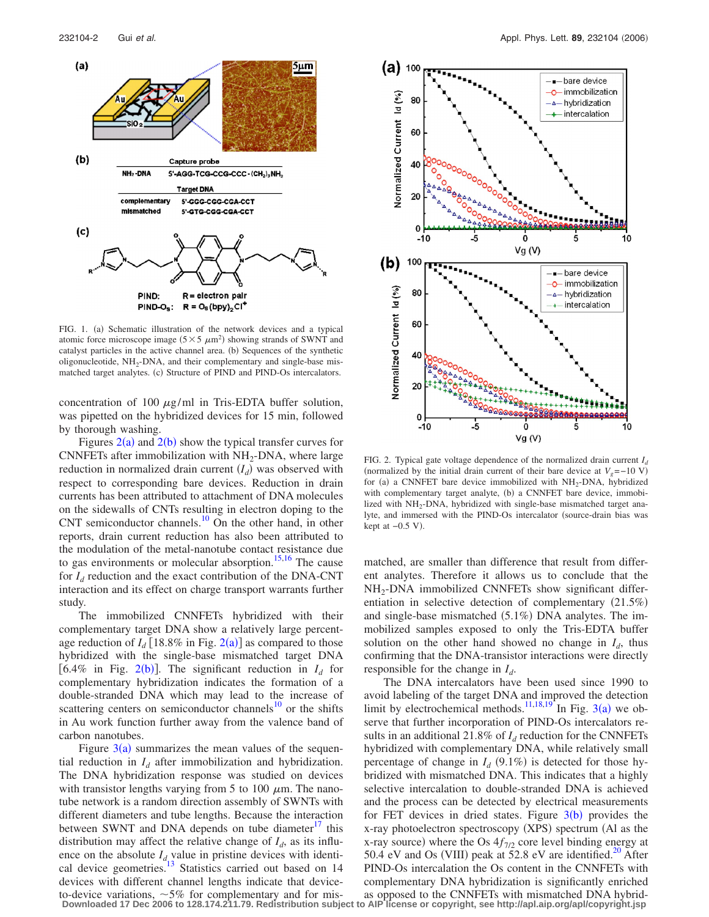FIG. 1. (a) Schematic illustration of the network devices and a typical atomic force microscope image ($5 \times 5$ $\mu$m$^2$) showing strands of SWNT and catalyst particles in the active channel area. (b) Sequences of the synthetic oligonucleotide, $NH_2$-DNA, and their complementary and single-base mismatched target analytes. (c) Structure of PIND and PIND-Os intercalators.

FIG. 2. Typical gate voltage dependence of the normalized drain current $I_d$ (normalized by the initial drain current of their bare device at $V_g = -10$ V) for (a) a CNNFET bare device immobilized with $NH_2$-DNA, hybridized with complementary target analyte, (b) a CNNFET bare device, immobilized with $NH_2$-DNA, hybridized with single-base mismatched target analyte, and immersed with the PIND-Os intercalator (source-drain bias was kept at $-0.5$ V).

concentration of 100 $\mu$g/ml in Tris-EDTA buffer solution, was pipetted on the hybridized devices for 15 min, followed by thorough washing.

Figures 2(a) and 2(b) show the typical transfer curves for CNNFETs after immobilization with $NH_2$-DNA, where large reduction in normalized drain current ($I_d$) was observed with respect to corresponding bare devices. Reduction in drain currents has been attributed to attachment of DNA molecules on the sidewalls of CNTs resulting in electron doping to the CNT semiconductor channels.[10] On the other hand, in other reports, drain current reduction has also been attributed to the modulation of the metal-nanotube contact resistance due to gas environments or molecular absorption.[15,16] The cause for $I_d$ reduction and the exact contribution of the DNA-CNT interaction and its effect on charge transport warrants further study.

The immobilized CNNFETs hybridized with their complementary target DNA show a relatively large percentage reduction of $I_d$ [18.8% in Fig. 2(a)] as compared to those hybridized with the single-base mismatched target DNA [6.4% in Fig. 2(b)]. The significant reduction in $I_d$ for complementary hybridization indicates the formation of a double-stranded DNA which may lead to the increase of scattering centers on semiconductor channels[10] or the shifts in Au work function further away from the valence band of carbon nanotubes.

Figure 3(a) summarizes the mean values of the sequential reduction in $I_d$ after immobilization and hybridization. The DNA hybridization response was studied on devices with transistor lengths varying from 5 to 100 $\mu$m. The nanotube network is a random direction assembly of SWNTs with different diameters and tube lengths. Because the interaction between SWNT and DNA depends on tube diameter[17] this distribution may affect the relative change of $I_d$, as its influence on the absolute $I_d$ value in pristine devices with identical device geometries.[13] Statistics carried out based on 14 devices with different channel lengths indicate that device-to-device variations, ~5% for complementary and for mismatched, are smaller than difference that result from different analytes. Therefore it allows us to conclude that the $NH_2$-DNA immobilized CNNFETs show significant differentiation in selective detection of complementary (21.5%) and single-base mismatched (5.1%) DNA analytes. The immobilized samples exposed to only the Tris-EDTA buffer solution on the other hand showed no change in $I_d$, thus confirming that the DNA-transistor interactions were directly responsible for the change in $I_d$.

The DNA intercalators have been used since 1990 to avoid labeling of the target DNA and improved the detection limit by electrochemical methods.[11,18,19] In Fig. 3(a) we observe that further incorporation of PIND-Os intercalators results in an additional 21.8% of $I_d$ reduction for the CNNFETs hybridized with complementary DNA, while relatively small percentage of change in $I_d$ (9.1%) is detected for those hybridized with mismatched DNA. This indicates that a highly selective intercalation to double-stranded DNA is achieved and the process can be detected by electrical measurements for FET devices in dried states. Figure 3(b) provides the x-ray photoelectron spectroscopy (XPS) spectrum (Al as the x-ray source) where the Os $4f_{7/2}$ core level binding energy at 50.4 eV and Os (VIII) peak at 52.8 eV are identified.[20] After PIND-Os intercalation the Os content in the CNNFETs with complementary DNA hybridization is significantly enriched as opposed to the CNNFETs with mismatched DNA hybrid-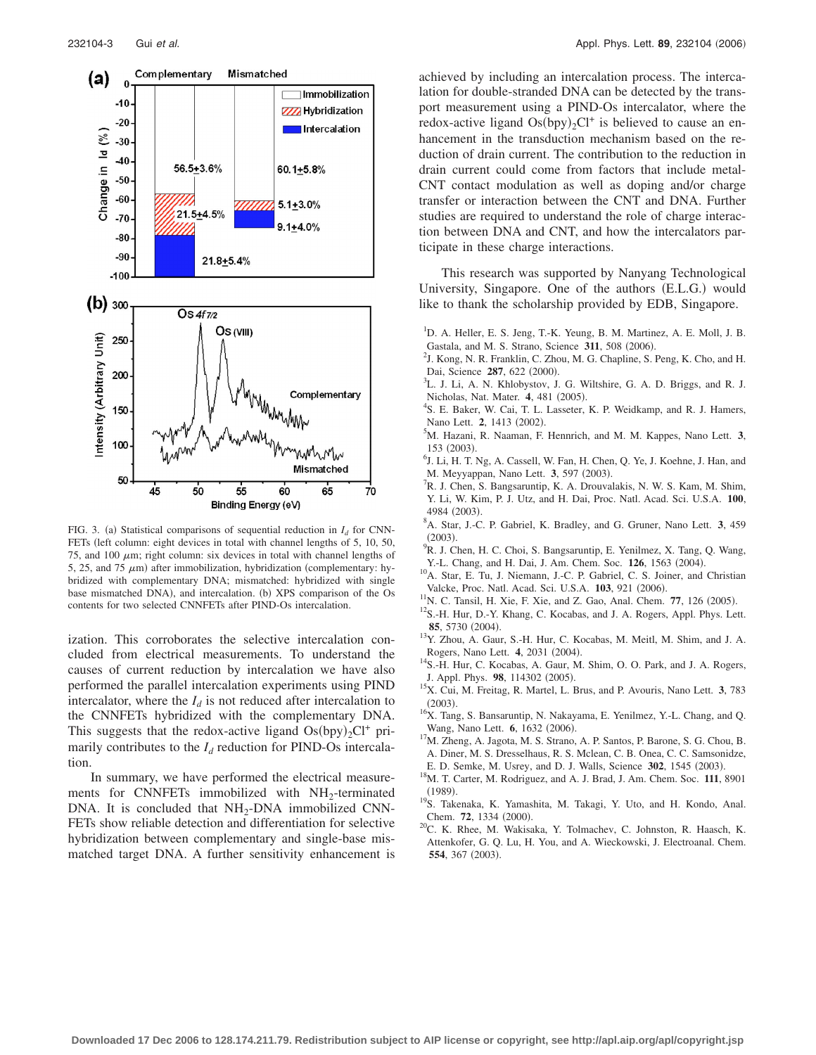(a)

Complementary Mismatched

Immobilization

Hybridization

Intercalation

Change in Id (%)

0 -10 -20 -30 -40 -50 -60 -70 -80 -90 -100

56.5±3.6%

21.5±4.5%

21.8±5.4%

60.1±5.8%

5.1±3.0%

9.1±4.0%

(b)

Os 4f7/2

Os (VIII)

Complementary

Mismatched

Intensity (Arbitrary Unit)

300 250 200 150 100 50

45 50 55 60 65 70

Binding Energy (eV)

FIG. 3. (a) Statistical comparisons of sequential reduction in $I_d$ for CNN-FETs (left column: eight devices in total with channel lengths of 5, 10, 50, 75, and 100 $\mu$m; right column: six devices in total with channel lengths of 5, 25, and 75 $\mu$m) after immobilization, hybridization (complementary: hybridized with complementary DNA; mismatched: hybridized with single base mismatched DNA), and intercalation. (b) XPS comparison of the Os contents for two selected CNNFETs after PIND-Os intercalation.

ization. This corroborates the selective intercalation concluded from electrical measurements. To understand the causes of current reduction by intercalation we have also performed the parallel intercalation experiments using PIND intercalator, where the $I_d$ is not reduced after intercalation to the CNNFETs hybridized with the complementary DNA. This suggests that the redox-active ligand $Os(bpy)_2Cl^+$ primarily contributes to the $I_d$ reduction for PIND-Os intercalation.

In summary, we have performed the electrical measurements for CNNFETs immobilized with $NH_2$-terminated DNA. It is concluded that $NH_2$-DNA immobilized CNN-FETs show reliable detection and differentiation for selective hybridization between complementary and single-base mismatched target DNA. A further sensitivity enhancement is achieved by including an intercalation process. The intercalation for double-stranded DNA can be detected by the transport measurement using a PIND-Os intercalator, where the redox-active ligand $Os(bpy)_2Cl^+$ is believed to cause an enhancement in the transduction mechanism based on the reduction of drain current. The contribution to the reduction in drain current could come from factors that include metal-CNT contact modulation as well as doping and/or charge transfer or interaction between the CNT and DNA. Further studies are required to understand the role of charge interaction between DNA and CNT, and how the intercalators participate in these charge interactions.

This research was supported by Nanyang Technological University, Singapore. One of the authors (E.L.G.) would like to thank the scholarship provided by EDB, Singapore.

[1] D. A. Heller, E. S. Jeng, T.-K. Yeung, B. M. Martinez, A. E. Moll, J. B. Gastala, and M. S. Strano, Science **311**, 508 (2006).

[2] J. Kong, N. R. Franklin, C. Zhou, M. G. Chapline, S. Peng, K. Cho, and H. Dai, Science **287**, 622 (2000).

[3] L. J. Li, A. N. Khlobystov, J. G. Wiltshire, G. A. D. Briggs, and R. J. Nicholas, Nat. Mater. **4**, 481 (2005).

[4] S. E. Baker, W. Cai, T. L. Lasseter, K. P. Weidkamp, and R. J. Hamers, Nano Lett. **2**, 1413 (2002).

[5] M. Hazani, R. Naaman, F. Hennrich, and M. M. Kappes, Nano Lett. **3**, 153 (2003).

[6] J. Li, H. T. Ng, A. Cassell, W. Fan, H. Chen, Q. Ye, J. Koehne, J. Han, and M. Meyyappan, Nano Lett. **3**, 597 (2003).

[7] R. J. Chen, S. Bangsaruntip, K. A. Drouvalakis, N. W. S. Kam, M. Shim, Y. Li, W. Kim, P. J. Utz, and H. Dai, Proc. Natl. Acad. Sci. U.S.A. **100**, 4984 (2003).

[8] A. Star, J.-C. P. Gabriel, K. Bradley, and G. Gruner, Nano Lett. **3**, 459 (2003).

[9] R. J. Chen, H. C. Choi, S. Bangsaruntip, E. Yenilmez, X. Tang, Q. Wang, Y.-L. Chang, and H. Dai, J. Am. Chem. Soc. **126**, 1563 (2004).

[10] A. Star, E. Tu, J. Niemann, J.-C. P. Gabriel, C. S. Joiner, and Christian Valcke, Proc. Natl. Acad. Sci. U.S.A. **103**, 921 (2006).

[11] N. C. Tansil, H. Xie, F. Xie, and Z. Gao, Anal. Chem. **77**, 126 (2005).

[12] S.-H. Hur, D.-Y. Khang, C. Kocabas, and J. A. Rogers, Appl. Phys. Lett. **85**, 5730 (2004).

[13] Y. Zhou, A. Gaur, S.-H. Hur, C. Kocabas, M. Meitl, M. Shim, and J. A. Rogers, Nano Lett. **4**, 2031 (2004).

[14] S.-H. Hur, C. Kocabas, A. Gaur, M. Shim, O. O. Park, and J. A. Rogers, J. Appl. Phys. **98**, 114302 (2005).

[15] X. Cui, M. Freitag, R. Martel, L. Brus, and P. Avouris, Nano Lett. **3**, 783 (2003).

[16] X. Tang, S. Bansaruntip, N. Nakayama, E. Yenilmez, Y.-L. Chang, and Q. Wang, Nano Lett. **6**, 1632 (2006).

[17] M. Zheng, A. Jagota, M. S. Strano, A. P. Santos, P. Barone, S. G. Chou, B. A. Diner, M. S. Dresselhaus, R. S. Mclean, G. B. Onoa, G. G. Samsonidze, E. D. Semke, M. Usrey, and D. J. Walls, Science **302**, 1545 (2003).

[18] M. T. Carter, M. Rodriguez, and A. J. Brad, J. Am. Chem. Soc. **111**, 8901 (1989).

[19] S. Takenaka, K. Yamashita, M. Takagi, Y. Uto, and H. Kondo, Anal. Chem. **72**, 1334 (2000).

[20] C. K. Rhee, M. Wakisaka, Y. Tolmachev, C. Johnston, R. Haasch, K. Attenkofer, G. Q. Lu, H. You, and A. Wieckowski, J. Electroanal. Chem. **554**, 367 (2003).